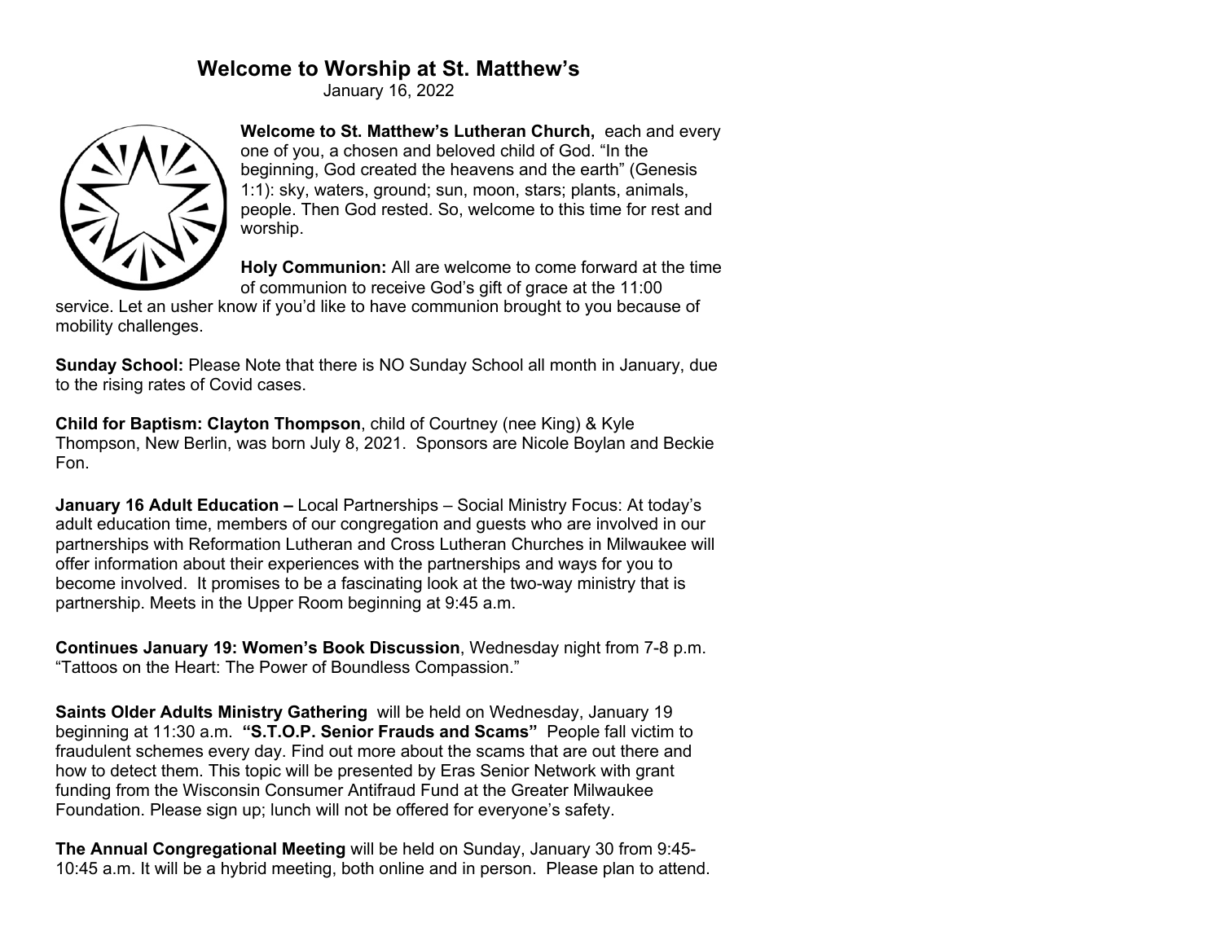# Welcome to Worship at St. Matthew's

January 16, 2022

**Welcome to St. Matthew's Lutheran Church,** each and every one of you, a chosen and beloved child of God. "In the beginning, God created the heavens and the earth" (Genesis 1:1): sky, waters, ground; sun, moon, stars; plants, animals, people. Then God rested. So, welcome to this time for rest and worship.

**Holy Communion:** All are welcome to come forward at the time of communion to receive God's gift of grace at the 11:00 service. Let an usher know if you'd like to have communion brought to you because of mobility challenges.

**Sunday School:** Please Note that there is NO Sunday School all month in January, due to the rising rates of Covid cases.

**Child for Baptism: Clayton Thompson**, child of Courtney (nee King) & Kyle Thompson, New Berlin, was born July 8, 2021. Sponsors are Nicole Boylan and Beckie Fon.

**January 16 Adult Education –** Local Partnerships – Social Ministry Focus: At today's adult education time, members of our congregation and guests who are involved in our partnerships with Reformation Lutheran and Cross Lutheran Churches in Milwaukee will offer information about their experiences with the partnerships and ways for you to become involved. It promises to be a fascinating look at the two-way ministry that is partnership. Meets in the Upper Room beginning at 9:45 a.m.

**Continues January 19: Women's Book Discussion**, Wednesday night from 7-8 p.m. "Tattoos on the Heart: The Power of Boundless Compassion."

**Saints Older Adults Ministry Gathering** will be held on Wednesday, January 19 beginning at 11:30 a.m. **"S.T.O.P. Senior Frauds and Scams"** People fall victim to fraudulent schemes every day. Find out more about the scams that are out there and how to detect them. This topic will be presented by Eras Senior Network with grant funding from the Wisconsin Consumer Antifraud Fund at the Greater Milwaukee Foundation. Please sign up; lunch will not be offered for everyone's safety.

**The Annual Congregational Meeting** will be held on Sunday, January 30 from 9:45-10:45 a.m. It will be a hybrid meeting, both online and in person. Please plan to attend.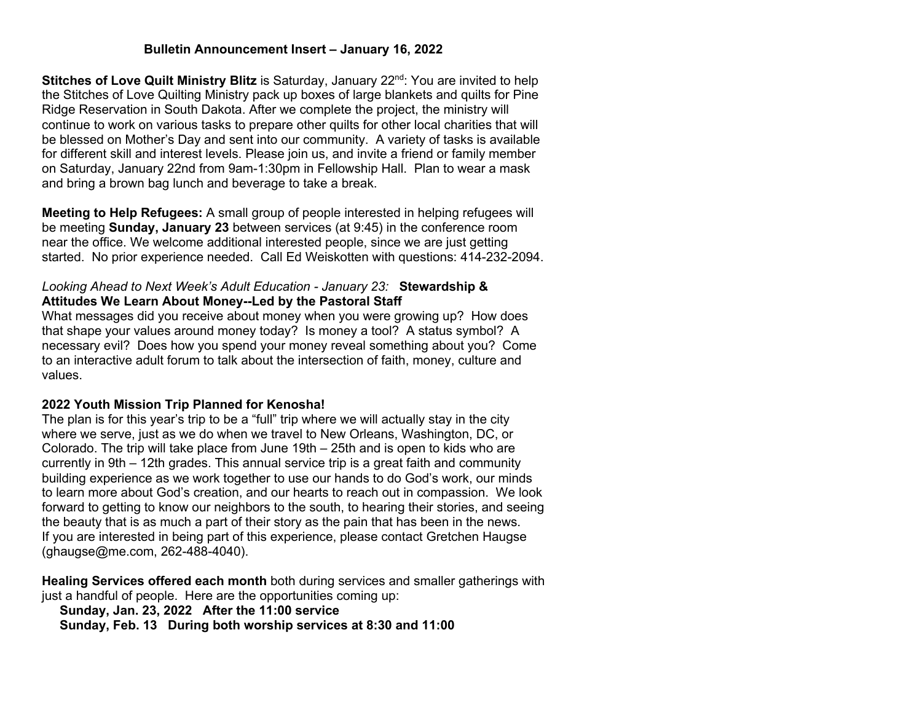## Bulletin Announcement Insert – January 16, 2022

**Stitches of Love Quilt Ministry Blitz** is Saturday, January 22nd: You are invited to help the Stitches of Love Quilting Ministry pack up boxes of large blankets and quilts for Pine Ridge Reservation in South Dakota. After we complete the project, the ministry will continue to work on various tasks to prepare other quilts for other local charities that will be blessed on Mother's Day and sent into our community. A variety of tasks is available for different skill and interest levels. Please join us, and invite a friend or family member on Saturday, January 22nd from 9am-1:30pm in Fellowship Hall. Plan to wear a mask and bring a brown bag lunch and beverage to take a break.

**Meeting to Help Refugees:** A small group of people interested in helping refugees will be meeting **Sunday, January 23** between services (at 9:45) in the conference room near the office. We welcome additional interested people, since we are just getting started. No prior experience needed. Call Ed Weiskotten with questions: 414-232-2094.

*Looking Ahead to Next Week's Adult Education - January 23:* **Stewardship & Attitudes We Learn About Money--Led by the Pastoral Staff**
What messages did you receive about money when you were growing up? How does that shape your values around money today? Is money a tool? A status symbol? A necessary evil? Does how you spend your money reveal something about you? Come to an interactive adult forum to talk about the intersection of faith, money, culture and values.

**2022 Youth Mission Trip Planned for Kenosha!**
The plan is for this year's trip to be a "full" trip where we will actually stay in the city where we serve, just as we do when we travel to New Orleans, Washington, DC, or Colorado. The trip will take place from June 19th – 25th and is open to kids who are currently in 9th – 12th grades. This annual service trip is a great faith and community building experience as we work together to use our hands to do God's work, our minds to learn more about God's creation, and our hearts to reach out in compassion. We look forward to getting to know our neighbors to the south, to hearing their stories, and seeing the beauty that is as much a part of their story as the pain that has been in the news. If you are interested in being part of this experience, please contact Gretchen Haugse (ghaugse@me.com, 262-488-4040).

**Healing Services offered each month** both during services and smaller gatherings with just a handful of people. Here are the opportunities coming up:

**Sunday, Jan. 23, 2022 After the 11:00 service**
**Sunday, Feb. 13 During both worship services at 8:30 and 11:00**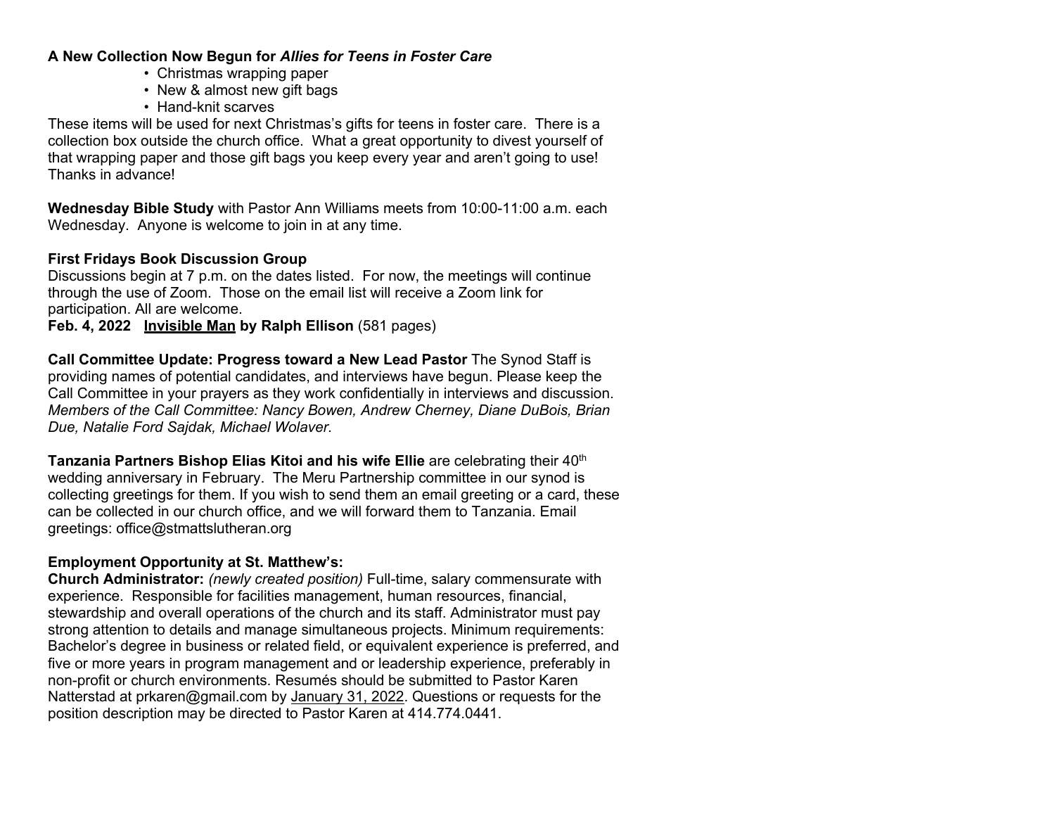**A New Collection Now Begun for *Allies for Teens in Foster Care***

- Christmas wrapping paper
- New & almost new gift bags
- Hand-knit scarves

These items will be used for next Christmas's gifts for teens in foster care. There is a collection box outside the church office. What a great opportunity to divest yourself of that wrapping paper and those gift bags you keep every year and aren't going to use! Thanks in advance!

**Wednesday Bible Study** with Pastor Ann Williams meets from 10:00-11:00 a.m. each Wednesday. Anyone is welcome to join in at any time.

**First Fridays Book Discussion Group**

Discussions begin at 7 p.m. on the dates listed. For now, the meetings will continue through the use of Zoom. Those on the email list will receive a Zoom link for participation. All are welcome.

**Feb. 4, 2022 <u>Invisible Man</u> by Ralph Ellison** (581 pages)

**Call Committee Update: Progress toward a New Lead Pastor** The Synod Staff is providing names of potential candidates, and interviews have begun. Please keep the Call Committee in your prayers as they work confidentially in interviews and discussion. *Members of the Call Committee: Nancy Bowen, Andrew Cherney, Diane DuBois, Brian Due, Natalie Ford Sajdak, Michael Wolaver.*

**Tanzania Partners Bishop Elias Kitoi and his wife Ellie** are celebrating their 40th wedding anniversary in February. The Meru Partnership committee in our synod is collecting greetings for them. If you wish to send them an email greeting or a card, these can be collected in our church office, and we will forward them to Tanzania. Email greetings: office@stmattslutheran.org

**Employment Opportunity at St. Matthew's:**

**Church Administrator:** *(newly created position)* Full-time, salary commensurate with experience. Responsible for facilities management, human resources, financial, stewardship and overall operations of the church and its staff. Administrator must pay strong attention to details and manage simultaneous projects. Minimum requirements: Bachelor's degree in business or related field, or equivalent experience is preferred, and five or more years in program management and or leadership experience, preferably in non-profit or church environments. Resumés should be submitted to Pastor Karen Natterstad at prkaren@gmail.com by <u>January 31, 2022</u>. Questions or requests for the position description may be directed to Pastor Karen at 414.774.0441.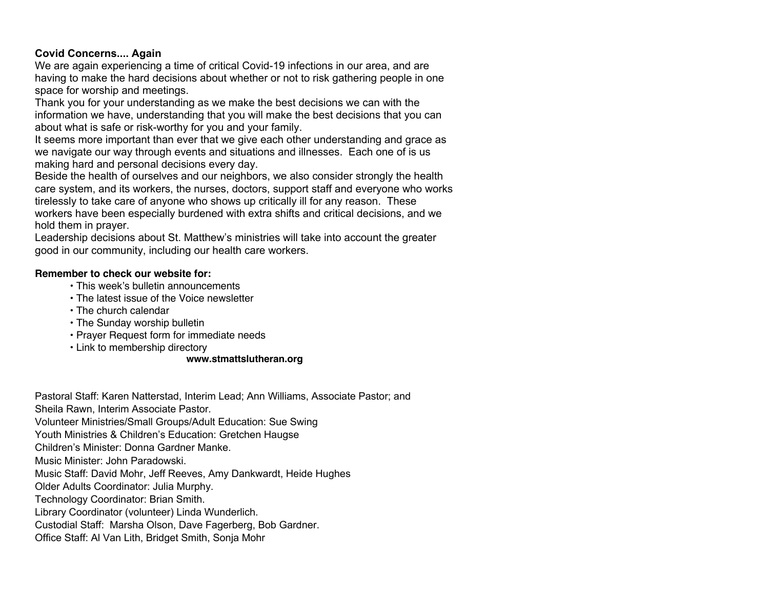**Covid Concerns.... Again**

We are again experiencing a time of critical Covid-19 infections in our area, and are having to make the hard decisions about whether or not to risk gathering people in one space for worship and meetings.

Thank you for your understanding as we make the best decisions we can with the information we have, understanding that you will make the best decisions that you can about what is safe or risk-worthy for you and your family.

It seems more important than ever that we give each other understanding and grace as we navigate our way through events and situations and illnesses. Each one of is us making hard and personal decisions every day.

Beside the health of ourselves and our neighbors, we also consider strongly the health care system, and its workers, the nurses, doctors, support staff and everyone who works tirelessly to take care of anyone who shows up critically ill for any reason. These workers have been especially burdened with extra shifts and critical decisions, and we hold them in prayer.

Leadership decisions about St. Matthew's ministries will take into account the greater good in our community, including our health care workers.

**Remember to check our website for:**

- This week's bulletin announcements
- The latest issue of the Voice newsletter
- The church calendar
- The Sunday worship bulletin
- Prayer Request form for immediate needs
- Link to membership directory

**www.stmattslutheran.org**

Pastoral Staff: Karen Natterstad, Interim Lead; Ann Williams, Associate Pastor; and Sheila Rawn, Interim Associate Pastor.

Volunteer Ministries/Small Groups/Adult Education: Sue Swing

Youth Ministries & Children's Education: Gretchen Haugse

Children's Minister: Donna Gardner Manke.

Music Minister: John Paradowski.

Music Staff: David Mohr, Jeff Reeves, Amy Dankwardt, Heide Hughes

Older Adults Coordinator: Julia Murphy.

Technology Coordinator: Brian Smith.

Library Coordinator (volunteer) Linda Wunderlich.

Custodial Staff: Marsha Olson, Dave Fagerberg, Bob Gardner.

Office Staff: Al Van Lith, Bridget Smith, Sonja Mohr